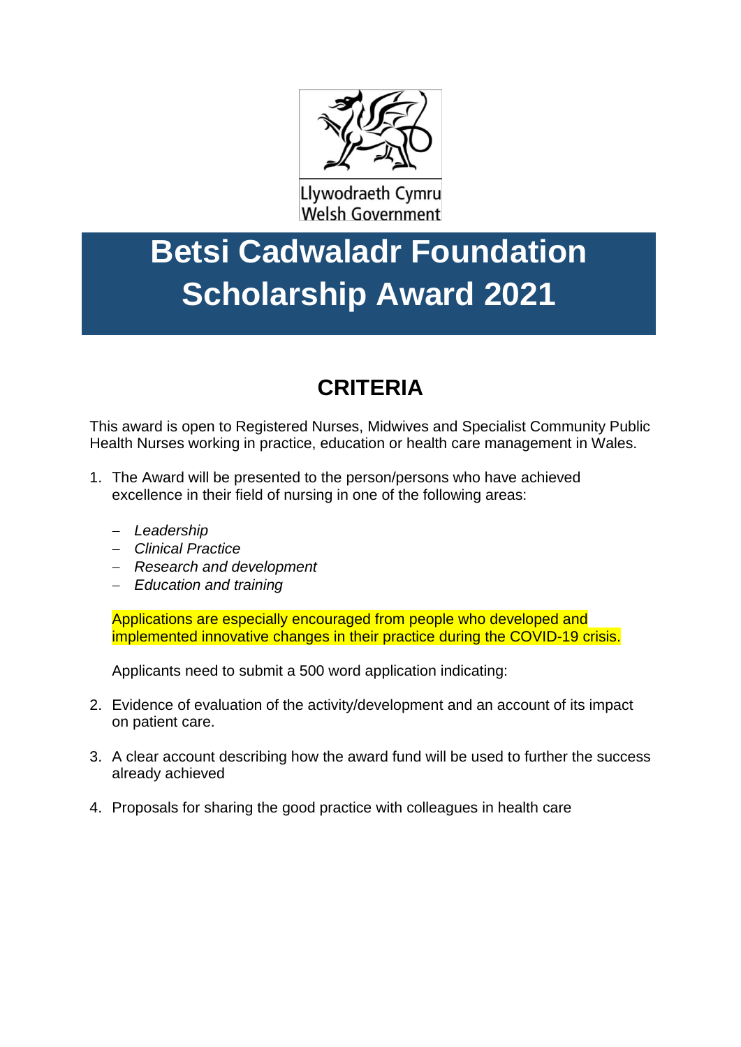Llywodraeth Cymru
Welsh Government

# Betsi Cadwaladr Foundation Scholarship Award 2021

## CRITERIA

This award is open to Registered Nurses, Midwives and Specialist Community Public Health Nurses working in practice, education or health care management in Wales.

1. The Award will be presented to the person/persons who have achieved excellence in their field of nursing in one of the following areas:

   - *Leadership*
   - *Clinical Practice*
   - *Research and development*
   - *Education and training*

   Applications are especially encouraged from people who developed and implemented innovative changes in their practice during the COVID-19 crisis.

   Applicants need to submit a 500 word application indicating:

2. Evidence of evaluation of the activity/development and an account of its impact on patient care.

3. A clear account describing how the award fund will be used to further the success already achieved

4. Proposals for sharing the good practice with colleagues in health care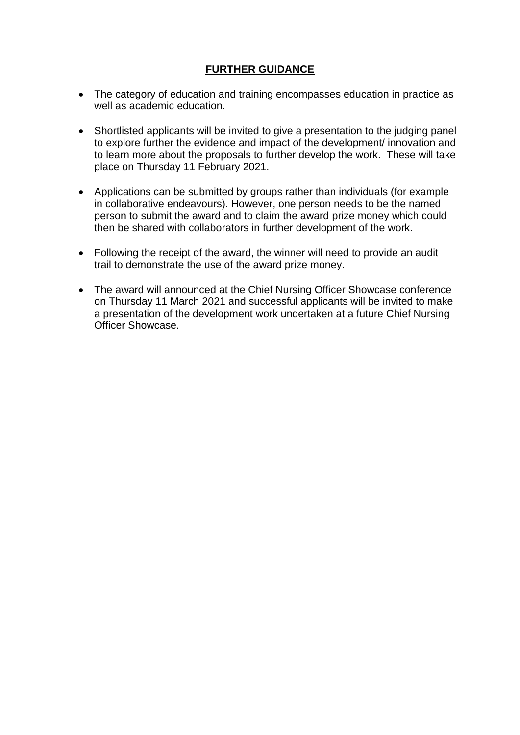## FURTHER GUIDANCE

- The category of education and training encompasses education in practice as well as academic education.

- Shortlisted applicants will be invited to give a presentation to the judging panel to explore further the evidence and impact of the development/ innovation and to learn more about the proposals to further develop the work. These will take place on Thursday 11 February 2021.

- Applications can be submitted by groups rather than individuals (for example in collaborative endeavours). However, one person needs to be the named person to submit the award and to claim the award prize money which could then be shared with collaborators in further development of the work.

- Following the receipt of the award, the winner will need to provide an audit trail to demonstrate the use of the award prize money.

- The award will announced at the Chief Nursing Officer Showcase conference on Thursday 11 March 2021 and successful applicants will be invited to make a presentation of the development work undertaken at a future Chief Nursing Officer Showcase.